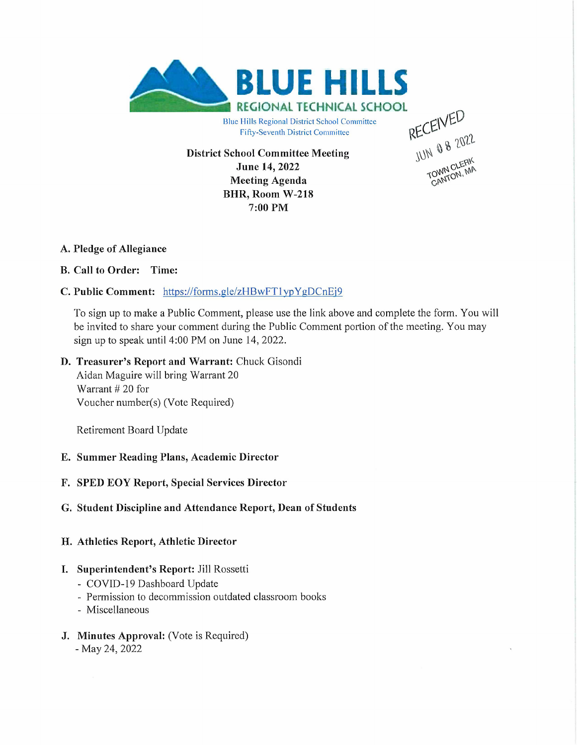# BLUE HILLS

## REGIONAL TECHNICAL SCHOOL

Blue Hills Regional District School Committee
Fifty-Seventh District Committee

RECEIVED
JUN 08 2022
TOWN CLERK
CANTON, MA

**District School Committee Meeting**
**June 14, 2022**
**Meeting Agenda**
**BHR, Room W-218**
**7:00 PM**

**A. Pledge of Allegiance**

**B. Call to Order: Time:**

**C. Public Comment:** https://forms.gle/zHBwFT1ypYgDCnEj9

To sign up to make a Public Comment, please use the link above and complete the form. You will be invited to share your comment during the Public Comment portion of the meeting. You may sign up to speak until 4:00 PM on June 14, 2022.

**D. Treasurer's Report and Warrant:** Chuck Gisondi
Aidan Maguire will bring Warrant 20
Warrant # 20 for
Voucher number(s) (Vote Required)

Retirement Board Update

**E. Summer Reading Plans, Academic Director**

**F. SPED EOY Report, Special Services Director**

**G. Student Discipline and Attendance Report, Dean of Students**

**H. Athletics Report, Athletic Director**

**I. Superintendent's Report:** Jill Rossetti
- COVID-19 Dashboard Update
- Permission to decommission outdated classroom books
- Miscellaneous

**J. Minutes Approval:** (Vote is Required)
- May 24, 2022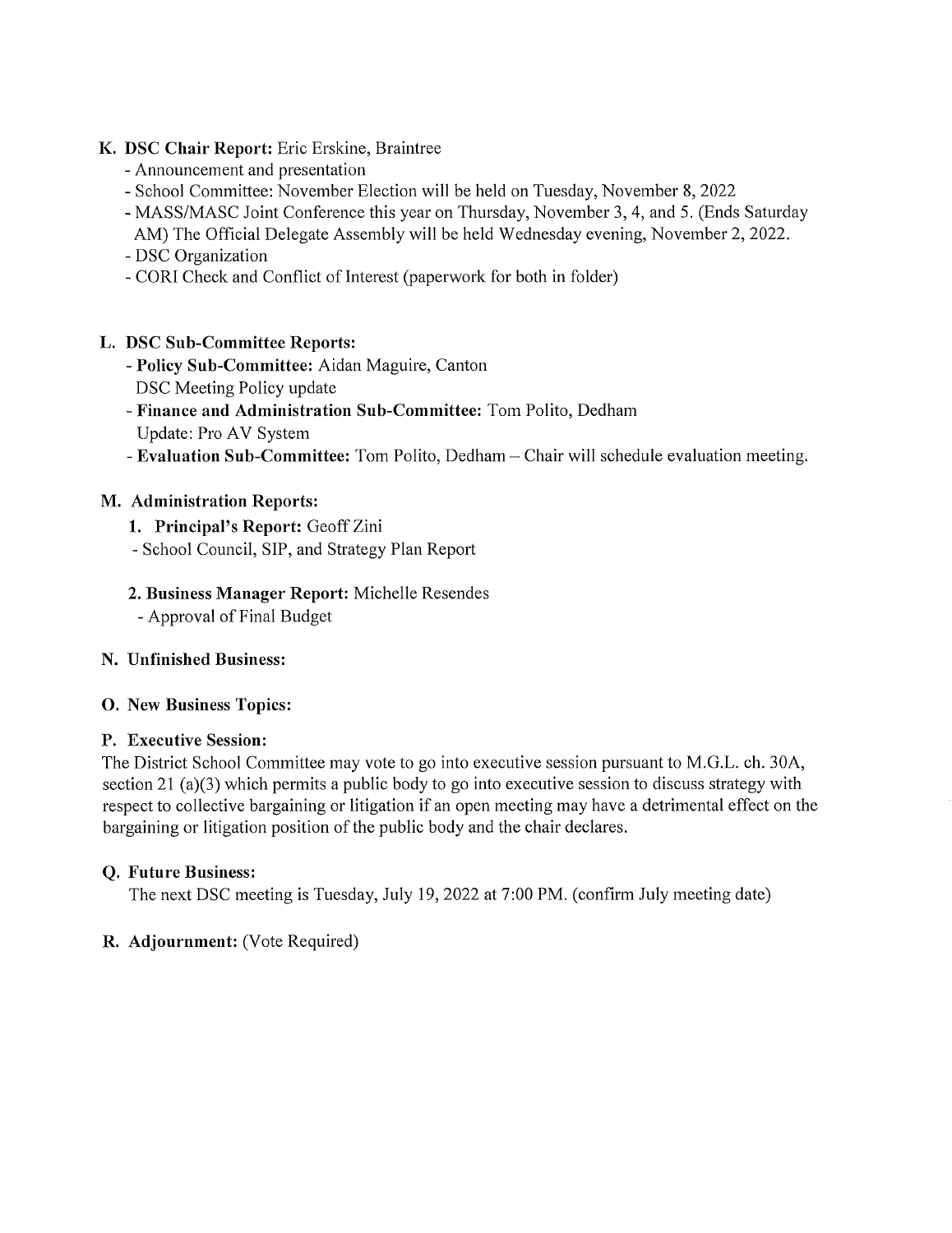**K. DSC Chair Report:** Eric Erskine, Braintree

- Announcement and presentation
- School Committee: November Election will be held on Tuesday, November 8, 2022
- MASS/MASC Joint Conference this year on Thursday, November 3, 4, and 5. (Ends Saturday AM) The Official Delegate Assembly will be held Wednesday evening, November 2, 2022.
- DSC Organization
- CORI Check and Conflict of Interest (paperwork for both in folder)

**L. DSC Sub-Committee Reports:**

- **Policy Sub-Committee:** Aidan Maguire, Canton
  DSC Meeting Policy update
- **Finance and Administration Sub-Committee:** Tom Polito, Dedham
  Update: Pro AV System
- **Evaluation Sub-Committee:** Tom Polito, Dedham – Chair will schedule evaluation meeting.

**M. Administration Reports:**

**1. Principal's Report:** Geoff Zini

- School Council, SIP, and Strategy Plan Report

**2. Business Manager Report:** Michelle Resendes

- Approval of Final Budget

**N. Unfinished Business:**

**O. New Business Topics:**

**P. Executive Session:**

The District School Committee may vote to go into executive session pursuant to M.G.L. ch. 30A, section 21 (a)(3) which permits a public body to go into executive session to discuss strategy with respect to collective bargaining or litigation if an open meeting may have a detrimental effect on the bargaining or litigation position of the public body and the chair declares.

**Q. Future Business:**

The next DSC meeting is Tuesday, July 19, 2022 at 7:00 PM. (confirm July meeting date)

**R. Adjournment:** (Vote Required)